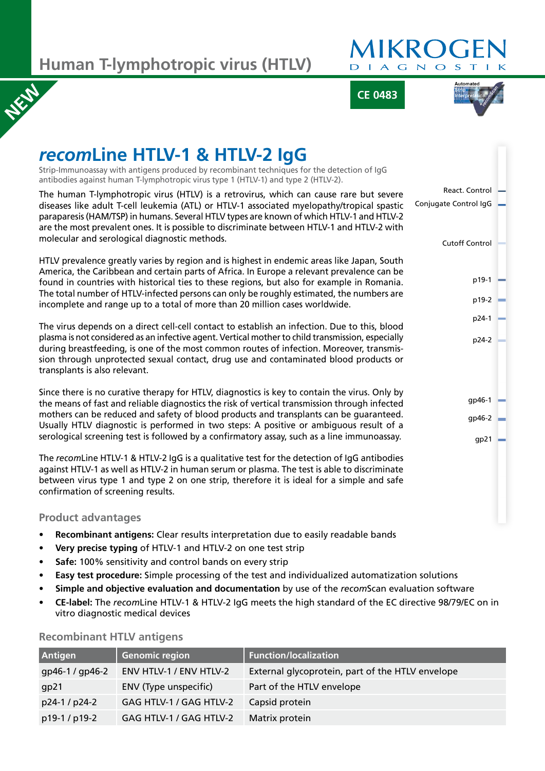# Human T-lymphotropic virus (HTLV)

MIKROGEN DIAGNOSTIK

NEW

CE 0483

Automated Strip Interpretation recomScan

## *recom*Line HTLV-1 & HTLV-2 IgG

Strip-Immunoassay with antigens produced by recombinant techniques for the detection of IgG antibodies against human T-lymphotropic virus type 1 (HTLV-1) and type 2 (HTLV-2).

The human T-lymphotropic virus (HTLV) is a retrovirus, which can cause rare but severe diseases like adult T-cell leukemia (ATL) or HTLV-1 associated myelopathy/tropical spastic paraparesis (HAM/TSP) in humans. Several HTLV types are known of which HTLV-1 and HTLV-2 are the most prevalent ones. It is possible to discriminate between HTLV-1 and HTLV-2 with molecular and serological diagnostic methods.

HTLV prevalence greatly varies by region and is highest in endemic areas like Japan, South America, the Caribbean and certain parts of Africa. In Europe a relevant prevalence can be found in countries with historical ties to these regions, but also for example in Romania. The total number of HTLV-infected persons can only be roughly estimated, the numbers are incomplete and range up to a total of more than 20 million cases worldwide.

The virus depends on a direct cell-cell contact to establish an infection. Due to this, blood plasma is not considered as an infective agent. Vertical mother to child transmission, especially during breastfeeding, is one of the most common routes of infection. Moreover, transmission through unprotected sexual contact, drug use and contaminated blood products or transplants is also relevant.

Since there is no curative therapy for HTLV, diagnostics is key to contain the virus. Only by the means of fast and reliable diagnostics the risk of vertical transmission through infected mothers can be reduced and safety of blood products and transplants can be guaranteed. Usually HTLV diagnostic is performed in two steps: A positive or ambiguous result of a serological screening test is followed by a confirmatory assay, such as a line immunoassay.

The *recom*Line HTLV-1 & HTLV-2 IgG is a qualitative test for the detection of IgG antibodies against HTLV-1 as well as HTLV-2 in human serum or plasma. The test is able to discriminate between virus type 1 and type 2 on one strip, therefore it is ideal for a simple and safe confirmation of screening results.

React. Control
Conjugate Control IgG
Cutoff Control
p19-1
p19-2
p24-1
p24-2
gp46-1
gp46-2
gp21

### Product advantages

- **Recombinant antigens:** Clear results interpretation due to easily readable bands
- **Very precise typing** of HTLV-1 and HTLV-2 on one test strip
- **Safe:** 100% sensitivity and control bands on every strip
- **Easy test procedure:** Simple processing of the test and individualized automatization solutions
- **Simple and objective evaluation and documentation** by use of the *recom*Scan evaluation software
- **CE-label:** The *recom*Line HTLV-1 & HTLV-2 IgG meets the high standard of the EC directive 98/79/EC on in vitro diagnostic medical devices

### Recombinant HTLV antigens

| Antigen | Genomic region | Function/localization |
|---|---|---|
| gp46-1 / gp46-2 | ENV HTLV-1 / ENV HTLV-2 | External glycoprotein, part of the HTLV envelope |
| gp21 | ENV (Type unspecific) | Part of the HTLV envelope |
| p24-1 / p24-2 | GAG HTLV-1 / GAG HTLV-2 | Capsid protein |
| p19-1 / p19-2 | GAG HTLV-1 / GAG HTLV-2 | Matrix protein |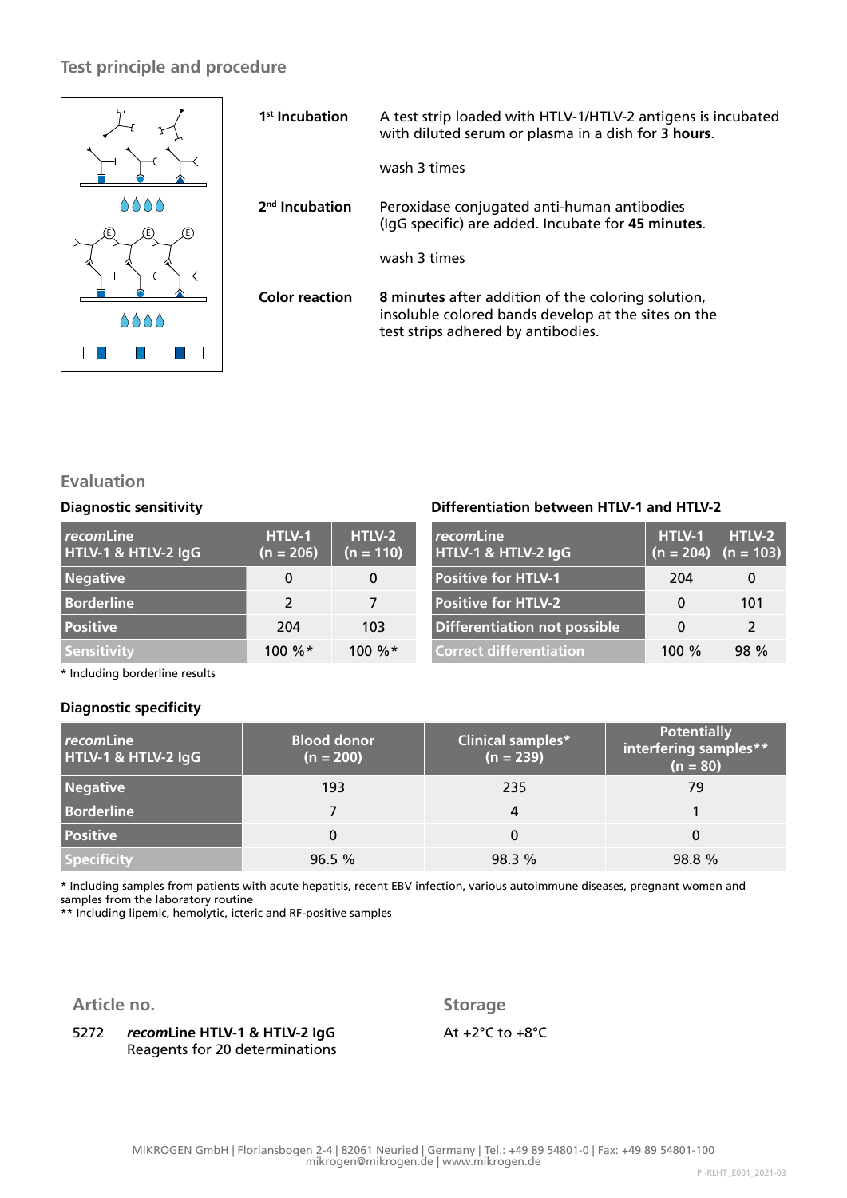## Test principle and procedure

**1st Incubation** — A test strip loaded with HTLV-1/HTLV-2 antigens is incubated with diluted serum or plasma in a dish for **3 hours**.

wash 3 times

**2nd Incubation** — Peroxidase conjugated anti-human antibodies (IgG specific) are added. Incubate for **45 minutes**.

wash 3 times

**Color reaction** — **8 minutes** after addition of the coloring solution, insoluble colored bands develop at the sites on the test strips adhered by antibodies.

## Evaluation

### Diagnostic sensitivity

| *recom*Line HTLV-1 & HTLV-2 IgG | HTLV-1 (n = 206) | HTLV-2 (n = 110) |
|---|---|---|
| Negative | 0 | 0 |
| Borderline | 2 | 7 |
| Positive | 204 | 103 |
| Sensitivity | 100 %* | 100 %* |

\* Including borderline results

### Differentiation between HTLV-1 and HTLV-2

| *recom*Line HTLV-1 & HTLV-2 IgG | HTLV-1 (n = 204) | HTLV-2 (n = 103) |
|---|---|---|
| Positive for HTLV-1 | 204 | 0 |
| Positive for HTLV-2 | 0 | 101 |
| Differentiation not possible | 0 | 2 |
| Correct differentiation | 100 % | 98 % |

### Diagnostic specificity

| *recom*Line HTLV-1 & HTLV-2 IgG | Blood donor (n = 200) | Clinical samples* (n = 239) | Potentially interfering samples** (n = 80) |
|---|---|---|---|
| Negative | 193 | 235 | 79 |
| Borderline | 7 | 4 | 1 |
| Positive | 0 | 0 | 0 |
| Specificity | 96.5 % | 98.3 % | 98.8 % |

\* Including samples from patients with acute hepatitis, recent EBV infection, various autoimmune diseases, pregnant women and samples from the laboratory routine

\*\* Including lipemic, hemolytic, icteric and RF-positive samples

### Article no.

5272 **_recom_Line HTLV-1 & HTLV-2 IgG**
Reagents for 20 determinations

### Storage

At +2°C to +8°C

MIKROGEN GmbH | Floriansbogen 2-4 | 82061 Neuried | Germany | Tel.: +49 89 54801-0 | Fax: +49 89 54801-100
mikrogen@mikrogen.de | www.mikrogen.de

PI-RLHT_E001_2021-03